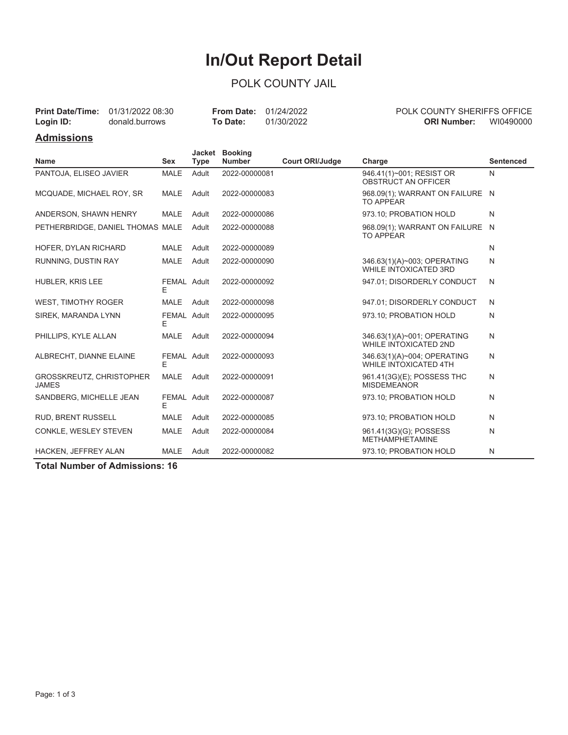# In/Out Report Detail

POLK COUNTY JAIL

**Print Date/Time:** 01/31/2022 08:30 **From Date:** 01/24/2022 POLK COUNTY SHERIFFS OFFICE
**Login ID:** donald.burrows **To Date:** 01/30/2022 **ORI Number:** WI0490000

## Admissions

| Name | Sex | Jacket Type | Booking Number | Court ORI/Judge | Charge | Sentenced |
|---|---|---|---|---|---|---|
| PANTOJA, ELISEO JAVIER | MALE | Adult | 2022-00000081 | | 946.41(1)~001; RESIST OR OBSTRUCT AN OFFICER | N |
| MCQUADE, MICHAEL ROY, SR | MALE | Adult | 2022-00000083 | | 968.09(1); WARRANT ON FAILURE TO APPEAR | N |
| ANDERSON, SHAWN HENRY | MALE | Adult | 2022-00000086 | | 973.10; PROBATION HOLD | N |
| PETHERBRIDGE, DANIEL THOMAS | MALE | Adult | 2022-00000088 | | 968.09(1); WARRANT ON FAILURE TO APPEAR | N |
| HOFER, DYLAN RICHARD | MALE | Adult | 2022-00000089 | | | N |
| RUNNING, DUSTIN RAY | MALE | Adult | 2022-00000090 | | 346.63(1)(A)~003; OPERATING WHILE INTOXICATED 3RD | N |
| HUBLER, KRIS LEE | FEMALE | Adult | 2022-00000092 | | 947.01; DISORDERLY CONDUCT | N |
| WEST, TIMOTHY ROGER | MALE | Adult | 2022-00000098 | | 947.01; DISORDERLY CONDUCT | N |
| SIREK, MARANDA LYNN | FEMALE | Adult | 2022-00000095 | | 973.10; PROBATION HOLD | N |
| PHILLIPS, KYLE ALLAN | MALE | Adult | 2022-00000094 | | 346.63(1)(A)~001; OPERATING WHILE INTOXICATED 2ND | N |
| ALBRECHT, DIANNE ELAINE | FEMALE | Adult | 2022-00000093 | | 346.63(1)(A)~004; OPERATING WHILE INTOXICATED 4TH | N |
| GROSSKREUTZ, CHRISTOPHER JAMES | MALE | Adult | 2022-00000091 | | 961.41(3G)(E); POSSESS THC MISDEMEANOR | N |
| SANDBERG, MICHELLE JEAN | FEMALE | Adult | 2022-00000087 | | 973.10; PROBATION HOLD | N |
| RUD, BRENT RUSSELL | MALE | Adult | 2022-00000085 | | 973.10; PROBATION HOLD | N |
| CONKLE, WESLEY STEVEN | MALE | Adult | 2022-00000084 | | 961.41(3G)(G); POSSESS METHAMPHETAMINE | N |
| HACKEN, JEFFREY ALAN | MALE | Adult | 2022-00000082 | | 973.10; PROBATION HOLD | N |

**Total Number of Admissions: 16**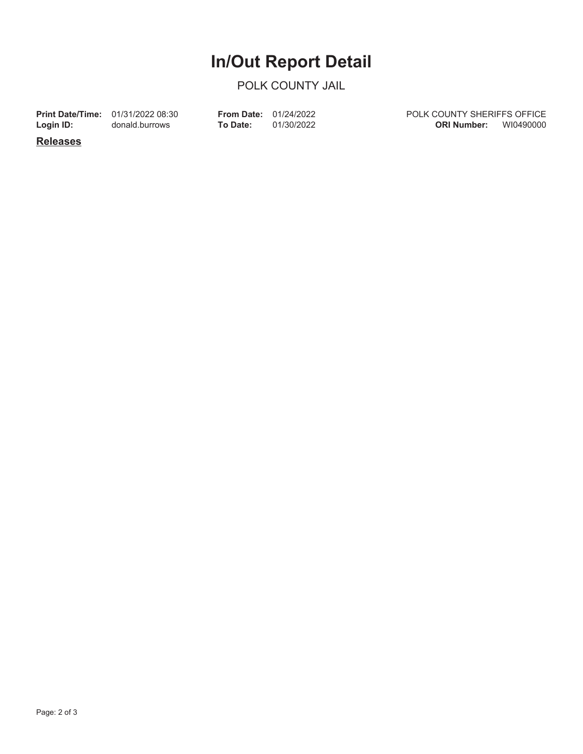# In/Out Report Detail

POLK COUNTY JAIL

| | | | | | |
|---|---|---|---|---|---|
| **Print Date/Time:** | 01/31/2022 08:30 | **From Date:** | 01/24/2022 | POLK COUNTY SHERIFFS OFFICE | |
| **Login ID:** | donald.burrows | **To Date:** | 01/30/2022 | **ORI Number:** | WI0490000 |

**Releases**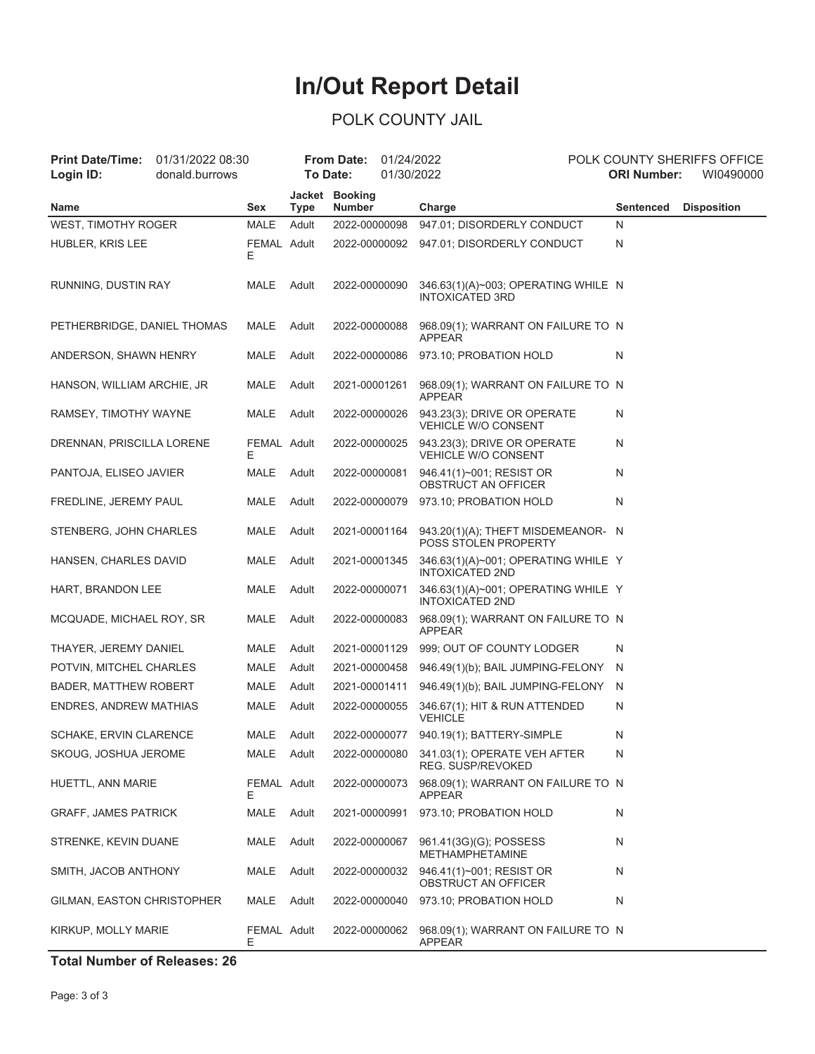# In/Out Report Detail

## POLK COUNTY JAIL

**Print Date/Time:** 01/31/2022 08:30
**Login ID:** donald.burrows

**From Date:** 01/24/2022
**To Date:** 01/30/2022

POLK COUNTY SHERIFFS OFFICE
**ORI Number:** WI0490000

| Name | Sex | Jacket Type | Booking Number | Charge | Sentenced | Disposition |
|---|---|---|---|---|---|---|
| WEST, TIMOTHY ROGER | MALE | Adult | 2022-00000098 | 947.01; DISORDERLY CONDUCT | N | |
| HUBLER, KRIS LEE | FEMALE | Adult | 2022-00000092 | 947.01; DISORDERLY CONDUCT | N | |
| RUNNING, DUSTIN RAY | MALE | Adult | 2022-00000090 | 346.63(1)(A)~003; OPERATING WHILE INTOXICATED 3RD | N | |
| PETHERBRIDGE, DANIEL THOMAS | MALE | Adult | 2022-00000088 | 968.09(1); WARRANT ON FAILURE TO APPEAR | N | |
| ANDERSON, SHAWN HENRY | MALE | Adult | 2022-00000086 | 973.10; PROBATION HOLD | N | |
| HANSON, WILLIAM ARCHIE, JR | MALE | Adult | 2021-00001261 | 968.09(1); WARRANT ON FAILURE TO APPEAR | N | |
| RAMSEY, TIMOTHY WAYNE | MALE | Adult | 2022-00000026 | 943.23(3); DRIVE OR OPERATE VEHICLE W/O CONSENT | N | |
| DRENNAN, PRISCILLA LORENE | FEMALE | Adult | 2022-00000025 | 943.23(3); DRIVE OR OPERATE VEHICLE W/O CONSENT | N | |
| PANTOJA, ELISEO JAVIER | MALE | Adult | 2022-00000081 | 946.41(1)~001; RESIST OR OBSTRUCT AN OFFICER | N | |
| FREDLINE, JEREMY PAUL | MALE | Adult | 2022-00000079 | 973.10; PROBATION HOLD | N | |
| STENBERG, JOHN CHARLES | MALE | Adult | 2021-00001164 | 943.20(1)(A); THEFT MISDEMEANOR-POSS STOLEN PROPERTY | N | |
| HANSEN, CHARLES DAVID | MALE | Adult | 2021-00001345 | 346.63(1)(A)~001; OPERATING WHILE INTOXICATED 2ND | Y | |
| HART, BRANDON LEE | MALE | Adult | 2022-00000071 | 346.63(1)(A)~001; OPERATING WHILE INTOXICATED 2ND | Y | |
| MCQUADE, MICHAEL ROY, SR | MALE | Adult | 2022-00000083 | 968.09(1); WARRANT ON FAILURE TO APPEAR | N | |
| THAYER, JEREMY DANIEL | MALE | Adult | 2021-00001129 | 999; OUT OF COUNTY LODGER | N | |
| POTVIN, MITCHEL CHARLES | MALE | Adult | 2021-00000458 | 946.49(1)(b); BAIL JUMPING-FELONY | N | |
| BADER, MATTHEW ROBERT | MALE | Adult | 2021-00001411 | 946.49(1)(b); BAIL JUMPING-FELONY | N | |
| ENDRES, ANDREW MATHIAS | MALE | Adult | 2022-00000055 | 346.67(1); HIT & RUN ATTENDED VEHICLE | N | |
| SCHAKE, ERVIN CLARENCE | MALE | Adult | 2022-00000077 | 940.19(1); BATTERY-SIMPLE | N | |
| SKOUG, JOSHUA JEROME | MALE | Adult | 2022-00000080 | 341.03(1); OPERATE VEH AFTER REG. SUSP/REVOKED | N | |
| HUETTL, ANN MARIE | FEMALE | Adult | 2022-00000073 | 968.09(1); WARRANT ON FAILURE TO APPEAR | N | |
| GRAFF, JAMES PATRICK | MALE | Adult | 2021-00000991 | 973.10; PROBATION HOLD | N | |
| STRENKE, KEVIN DUANE | MALE | Adult | 2022-00000067 | 961.41(3G)(G); POSSESS METHAMPHETAMINE | N | |
| SMITH, JACOB ANTHONY | MALE | Adult | 2022-00000032 | 946.41(1)~001; RESIST OR OBSTRUCT AN OFFICER | N | |
| GILMAN, EASTON CHRISTOPHER | MALE | Adult | 2022-00000040 | 973.10; PROBATION HOLD | N | |
| KIRKUP, MOLLY MARIE | FEMALE | Adult | 2022-00000062 | 968.09(1); WARRANT ON FAILURE TO APPEAR | N | |

**Total Number of Releases: 26**